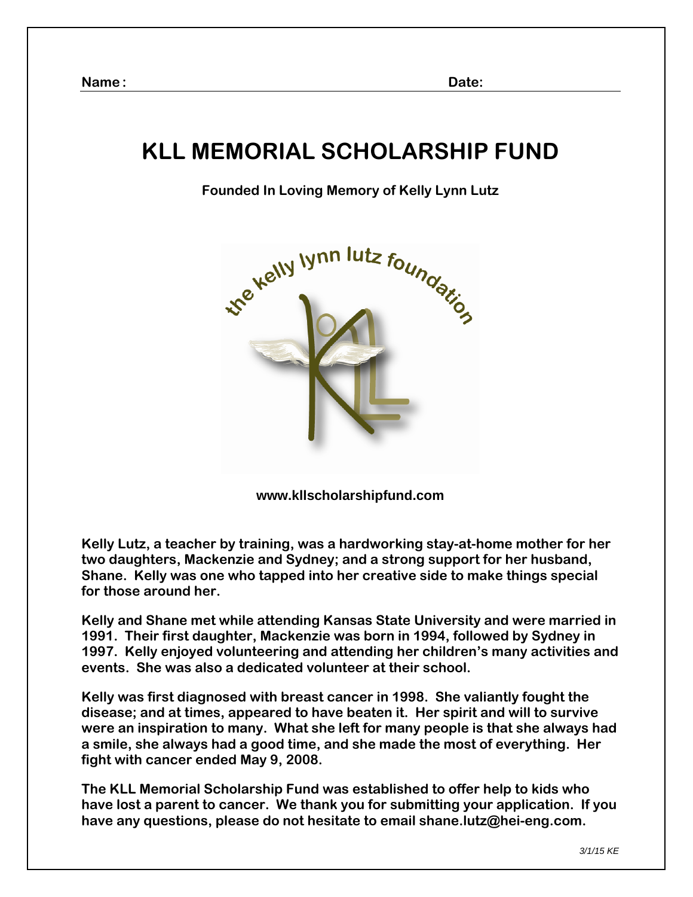**Name:** **Date:**

# KLL MEMORIAL SCHOLARSHIP FUND

**Founded In Loving Memory of Kelly Lynn Lutz**

the kelly lynn lutz foundation

**www.kllscholarshipfund.com**

**Kelly Lutz, a teacher by training, was a hardworking stay-at-home mother for her two daughters, Mackenzie and Sydney; and a strong support for her husband, Shane. Kelly was one who tapped into her creative side to make things special for those around her.**

**Kelly and Shane met while attending Kansas State University and were married in 1991. Their first daughter, Mackenzie was born in 1994, followed by Sydney in 1997. Kelly enjoyed volunteering and attending her children's many activities and events. She was also a dedicated volunteer at their school.**

**Kelly was first diagnosed with breast cancer in 1998. She valiantly fought the disease; and at times, appeared to have beaten it. Her spirit and will to survive were an inspiration to many. What she left for many people is that she always had a smile, she always had a good time, and she made the most of everything. Her fight with cancer ended May 9, 2008.**

**The KLL Memorial Scholarship Fund was established to offer help to kids who have lost a parent to cancer. We thank you for submitting your application. If you have any questions, please do not hesitate to email shane.lutz@hei-eng.com.**

*3/1/15 KE*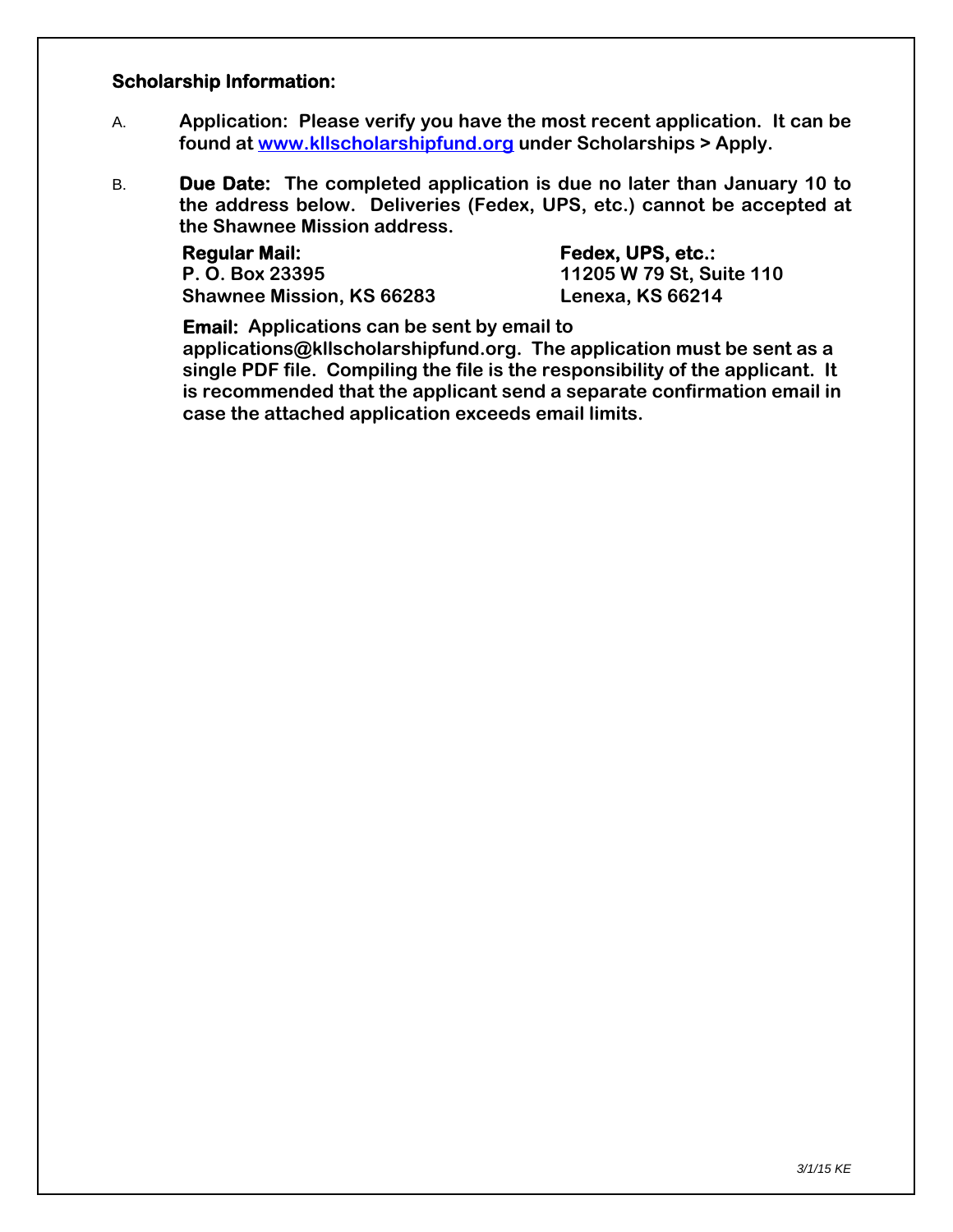**Scholarship Information:**

A. **Application: Please verify you have the most recent application. It can be found at [www.kllscholarshipfund.org](http://www.kllscholarshipfund.org) under Scholarships > Apply.**

B. **Due Date: The completed application is due no later than January 10 to the address below. Deliveries (Fedex, UPS, etc.) cannot be accepted at the Shawnee Mission address.**

**Regular Mail:**
**P. O. Box 23395**
**Shawnee Mission, KS 66283**

**Fedex, UPS, etc.:**
**11205 W 79 St, Suite 110**
**Lenexa, KS 66214**

**Email: Applications can be sent by email to applications@kllscholarshipfund.org. The application must be sent as a single PDF file. Compiling the file is the responsibility of the applicant. It is recommended that the applicant send a separate confirmation email in case the attached application exceeds email limits.**

*3/1/15 KE*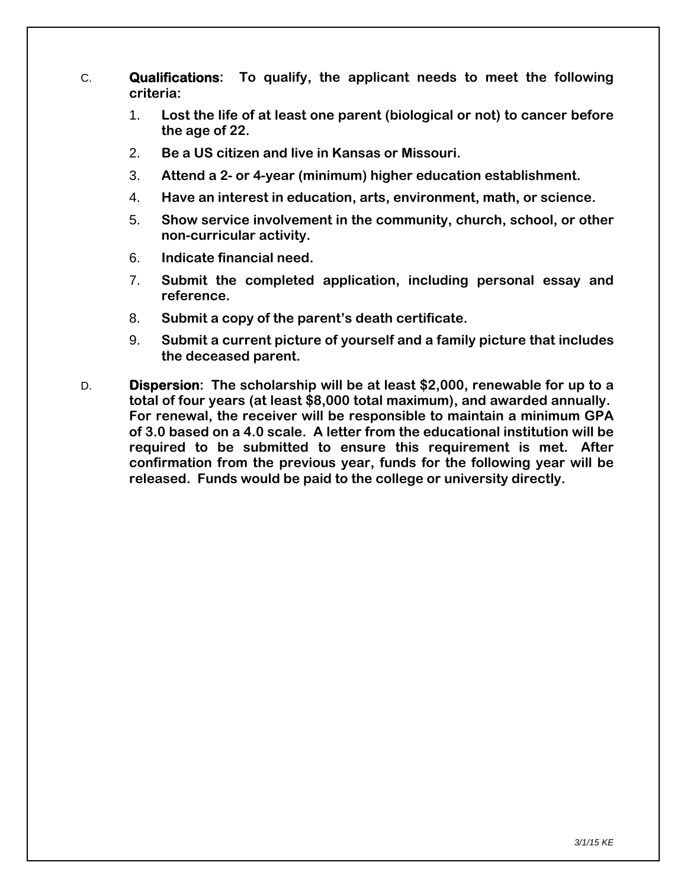C. **Qualifications**: **To qualify, the applicant needs to meet the following criteria:**

1. **Lost the life of at least one parent (biological or not) to cancer before the age of 22.**
2. **Be a US citizen and live in Kansas or Missouri.**
3. **Attend a 2- or 4-year (minimum) higher education establishment.**
4. **Have an interest in education, arts, environment, math, or science.**
5. **Show service involvement in the community, church, school, or other non-curricular activity.**
6. **Indicate financial need.**
7. **Submit the completed application, including personal essay and reference.**
8. **Submit a copy of the parent's death certificate.**
9. **Submit a current picture of yourself and a family picture that includes the deceased parent.**

D. **Dispersion**: **The scholarship will be at least $2,000, renewable for up to a total of four years (at least $8,000 total maximum), and awarded annually. For renewal, the receiver will be responsible to maintain a minimum GPA of 3.0 based on a 4.0 scale. A letter from the educational institution will be required to be submitted to ensure this requirement is met. After confirmation from the previous year, funds for the following year will be released. Funds would be paid to the college or university directly.**

*3/1/15 KE*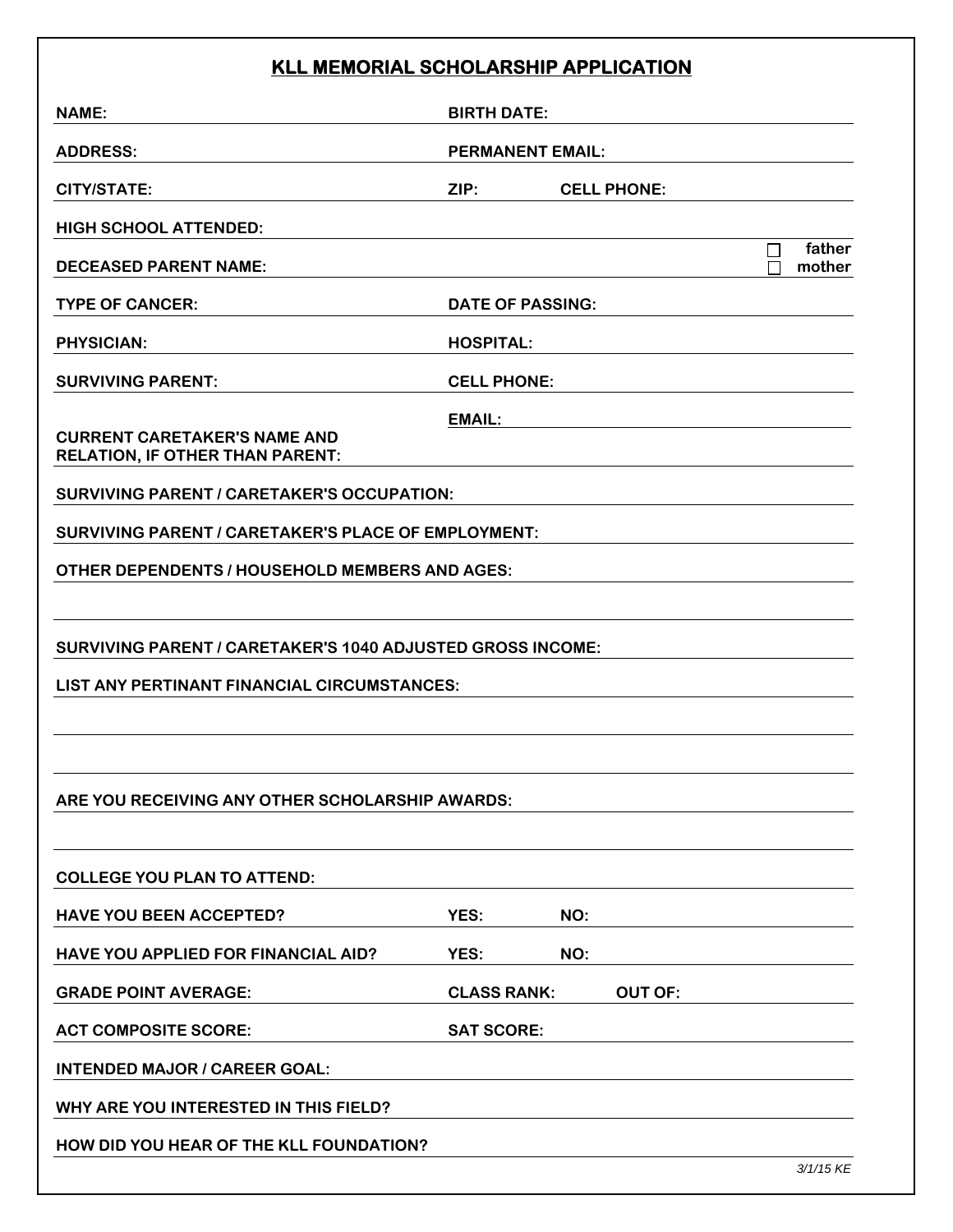# KLL MEMORIAL SCHOLARSHIP APPLICATION

**NAME:** \_\_\_\_\_\_\_\_\_\_\_\_\_\_\_\_\_\_\_\_ **BIRTH DATE:** \_\_\_\_\_\_\_\_\_\_\_\_\_\_\_\_\_\_\_\_

**ADDRESS:** \_\_\_\_\_\_\_\_\_\_\_\_\_\_\_\_\_\_\_\_ **PERMANENT EMAIL:** \_\_\_\_\_\_\_\_\_\_\_\_\_\_\_\_\_\_\_\_

**CITY/STATE:** \_\_\_\_\_\_\_\_\_\_\_\_\_\_\_\_\_\_\_\_ **ZIP:** \_\_\_\_\_\_\_\_ **CELL PHONE:** \_\_\_\_\_\_\_\_\_\_\_\_\_\_\_\_\_\_\_\_

**HIGH SCHOOL ATTENDED:** \_\_\_\_\_\_\_\_\_\_\_\_\_\_\_\_\_\_\_\_\_\_\_\_\_\_\_\_\_\_\_\_\_\_\_\_\_\_\_\_

**DECEASED PARENT NAME:** \_\_\_\_\_\_\_\_\_\_\_\_\_\_\_\_\_\_\_\_\_\_\_\_\_\_\_\_\_\_\_\_\_\_\_\_\_\_\_\_ ☐ **father** ☐ **mother**

**TYPE OF CANCER:** \_\_\_\_\_\_\_\_\_\_\_\_\_\_\_\_\_\_\_\_ **DATE OF PASSING:** \_\_\_\_\_\_\_\_\_\_\_\_\_\_\_\_\_\_\_\_

**PHYSICIAN:** \_\_\_\_\_\_\_\_\_\_\_\_\_\_\_\_\_\_\_\_ **HOSPITAL:** \_\_\_\_\_\_\_\_\_\_\_\_\_\_\_\_\_\_\_\_

**SURVIVING PARENT:** \_\_\_\_\_\_\_\_\_\_\_\_\_\_\_\_\_\_\_\_ **CELL PHONE:** \_\_\_\_\_\_\_\_\_\_\_\_\_\_\_\_\_\_\_\_

**EMAIL:** \_\_\_\_\_\_\_\_\_\_\_\_\_\_\_\_\_\_\_\_

**CURRENT CARETAKER'S NAME AND RELATION, IF OTHER THAN PARENT:** \_\_\_\_\_\_\_\_\_\_\_\_\_\_\_\_\_\_\_\_\_\_\_\_\_\_\_\_\_\_\_\_\_\_\_\_\_\_\_\_

**SURVIVING PARENT / CARETAKER'S OCCUPATION:** \_\_\_\_\_\_\_\_\_\_\_\_\_\_\_\_\_\_\_\_\_\_\_\_\_\_\_\_\_\_\_\_\_\_\_\_\_\_\_\_

**SURVIVING PARENT / CARETAKER'S PLACE OF EMPLOYMENT:** \_\_\_\_\_\_\_\_\_\_\_\_\_\_\_\_\_\_\_\_\_\_\_\_\_\_\_\_\_\_\_\_\_\_\_\_\_\_\_\_

**OTHER DEPENDENTS / HOUSEHOLD MEMBERS AND AGES:** \_\_\_\_\_\_\_\_\_\_\_\_\_\_\_\_\_\_\_\_\_\_\_\_\_\_\_\_\_\_\_\_\_\_\_\_\_\_\_\_

\_\_\_\_\_\_\_\_\_\_\_\_\_\_\_\_\_\_\_\_\_\_\_\_\_\_\_\_\_\_\_\_\_\_\_\_\_\_\_\_\_\_\_\_\_\_\_\_\_\_\_\_\_\_\_\_\_\_\_\_\_\_\_\_\_\_\_\_\_\_\_\_\_\_\_\_\_\_

**SURVIVING PARENT / CARETAKER'S 1040 ADJUSTED GROSS INCOME:** \_\_\_\_\_\_\_\_\_\_\_\_\_\_\_\_\_\_\_\_\_\_\_\_\_\_\_\_\_\_\_\_\_\_\_\_\_\_\_\_

**LIST ANY PERTINANT FINANCIAL CIRCUMSTANCES:** \_\_\_\_\_\_\_\_\_\_\_\_\_\_\_\_\_\_\_\_\_\_\_\_\_\_\_\_\_\_\_\_\_\_\_\_\_\_\_\_

\_\_\_\_\_\_\_\_\_\_\_\_\_\_\_\_\_\_\_\_\_\_\_\_\_\_\_\_\_\_\_\_\_\_\_\_\_\_\_\_\_\_\_\_\_\_\_\_\_\_\_\_\_\_\_\_\_\_\_\_\_\_\_\_\_\_\_\_\_\_\_\_\_\_\_\_\_\_

\_\_\_\_\_\_\_\_\_\_\_\_\_\_\_\_\_\_\_\_\_\_\_\_\_\_\_\_\_\_\_\_\_\_\_\_\_\_\_\_\_\_\_\_\_\_\_\_\_\_\_\_\_\_\_\_\_\_\_\_\_\_\_\_\_\_\_\_\_\_\_\_\_\_\_\_\_\_

**ARE YOU RECEIVING ANY OTHER SCHOLARSHIP AWARDS:** \_\_\_\_\_\_\_\_\_\_\_\_\_\_\_\_\_\_\_\_\_\_\_\_\_\_\_\_\_\_\_\_\_\_\_\_\_\_\_\_

\_\_\_\_\_\_\_\_\_\_\_\_\_\_\_\_\_\_\_\_\_\_\_\_\_\_\_\_\_\_\_\_\_\_\_\_\_\_\_\_\_\_\_\_\_\_\_\_\_\_\_\_\_\_\_\_\_\_\_\_\_\_\_\_\_\_\_\_\_\_\_\_\_\_\_\_\_\_

**COLLEGE YOU PLAN TO ATTEND:** \_\_\_\_\_\_\_\_\_\_\_\_\_\_\_\_\_\_\_\_\_\_\_\_\_\_\_\_\_\_\_\_\_\_\_\_\_\_\_\_

**HAVE YOU BEEN ACCEPTED?** **YES:** \_\_\_\_\_\_\_\_ **NO:** \_\_\_\_\_\_\_\_

**HAVE YOU APPLIED FOR FINANCIAL AID?** **YES:** \_\_\_\_\_\_\_\_ **NO:** \_\_\_\_\_\_\_\_

**GRADE POINT AVERAGE:** \_\_\_\_\_\_\_\_\_\_\_\_\_\_\_\_\_\_\_\_ **CLASS RANK:** \_\_\_\_\_\_\_\_ **OUT OF:** \_\_\_\_\_\_\_\_

**ACT COMPOSITE SCORE:** \_\_\_\_\_\_\_\_\_\_\_\_\_\_\_\_\_\_\_\_ **SAT SCORE:** \_\_\_\_\_\_\_\_\_\_\_\_\_\_\_\_\_\_\_\_

**INTENDED MAJOR / CAREER GOAL:** \_\_\_\_\_\_\_\_\_\_\_\_\_\_\_\_\_\_\_\_\_\_\_\_\_\_\_\_\_\_\_\_\_\_\_\_\_\_\_\_

**WHY ARE YOU INTERESTED IN THIS FIELD?** \_\_\_\_\_\_\_\_\_\_\_\_\_\_\_\_\_\_\_\_\_\_\_\_\_\_\_\_\_\_\_\_\_\_\_\_\_\_\_\_

**HOW DID YOU HEAR OF THE KLL FOUNDATION?** \_\_\_\_\_\_\_\_\_\_\_\_\_\_\_\_\_\_\_\_\_\_\_\_\_\_\_\_\_\_\_\_\_\_\_\_\_\_\_\_

*3/1/15 KE*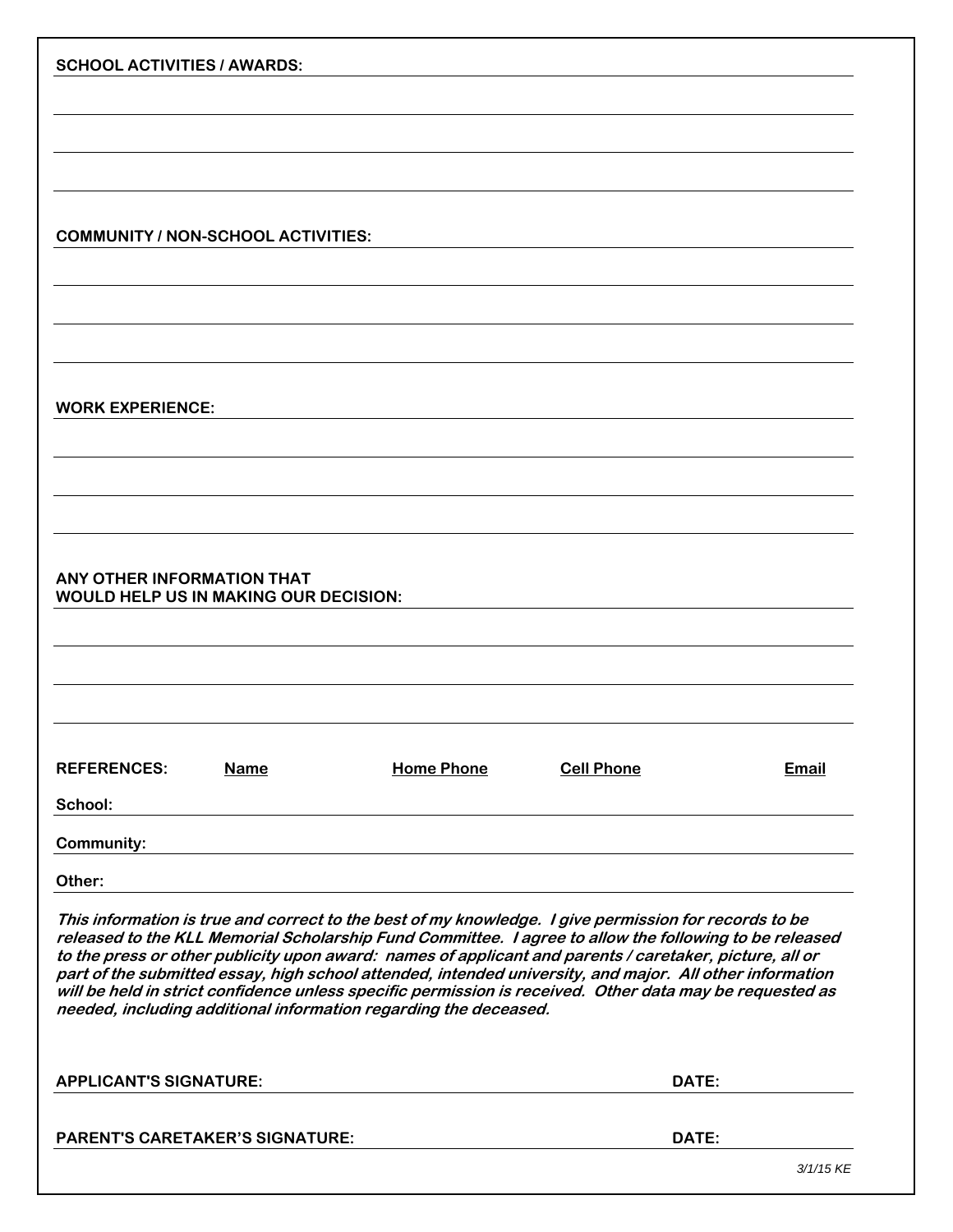**SCHOOL ACTIVITIES / AWARDS:**

**COMMUNITY / NON-SCHOOL ACTIVITIES:**

**WORK EXPERIENCE:**

**ANY OTHER INFORMATION THAT WOULD HELP US IN MAKING OUR DECISION:**

| **REFERENCES:** | **Name** | **Home Phone** | **Cell Phone** | **Email** |
|---|---|---|---|---|
| **School:** | | | | |
| **Community:** | | | | |
| **Other:** | | | | |

***This information is true and correct to the best of my knowledge. I give permission for records to be released to the KLL Memorial Scholarship Fund Committee. I agree to allow the following to be released to the press or other publicity upon award: names of applicant and parents / caretaker, picture, all or part of the submitted essay, high school attended, intended university, and major. All other information will be held in strict confidence unless specific permission is received. Other data may be requested as needed, including additional information regarding the deceased.***

**APPLICANT'S SIGNATURE:** **DATE:**

**PARENT'S CARETAKER'S SIGNATURE:** **DATE:**

*3/1/15 KE*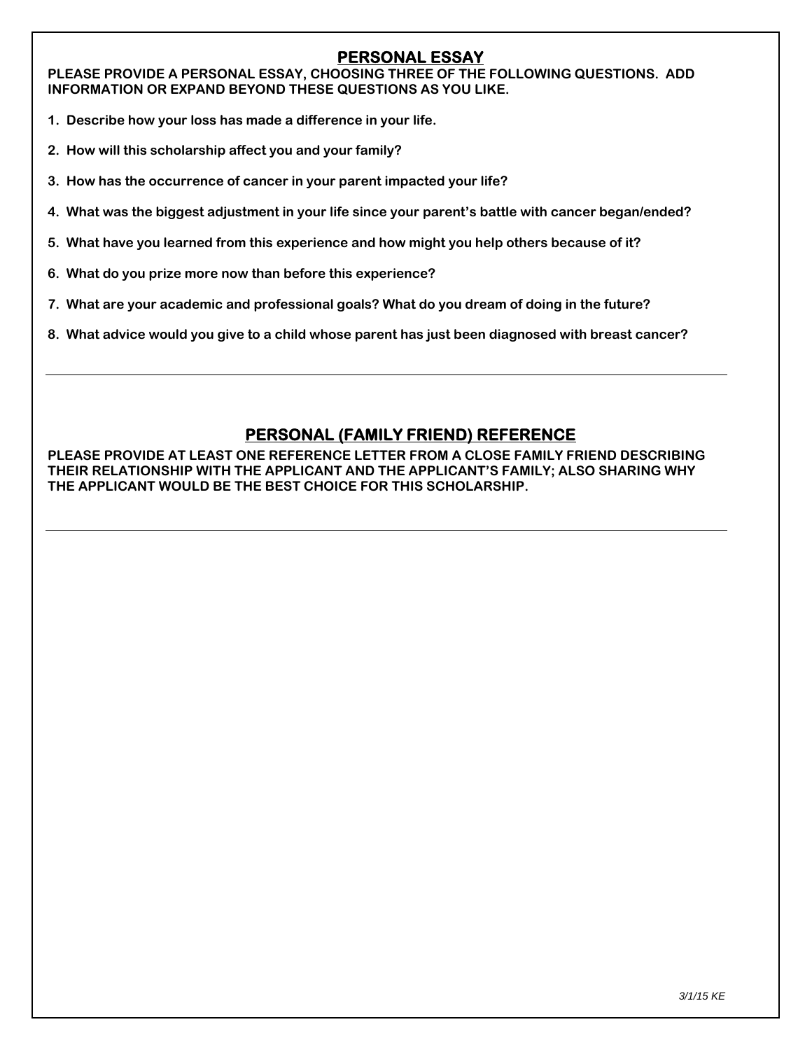## PERSONAL ESSAY

**PLEASE PROVIDE A PERSONAL ESSAY, CHOOSING THREE OF THE FOLLOWING QUESTIONS. ADD INFORMATION OR EXPAND BEYOND THESE QUESTIONS AS YOU LIKE.**

1. **Describe how your loss has made a difference in your life.**
2. **How will this scholarship affect you and your family?**
3. **How has the occurrence of cancer in your parent impacted your life?**
4. **What was the biggest adjustment in your life since your parent's battle with cancer began/ended?**
5. **What have you learned from this experience and how might you help others because of it?**
6. **What do you prize more now than before this experience?**
7. **What are your academic and professional goals? What do you dream of doing in the future?**
8. **What advice would you give to a child whose parent has just been diagnosed with breast cancer?**

---

## PERSONAL (FAMILY FRIEND) REFERENCE

**PLEASE PROVIDE AT LEAST ONE REFERENCE LETTER FROM A CLOSE FAMILY FRIEND DESCRIBING THEIR RELATIONSHIP WITH THE APPLICANT AND THE APPLICANT'S FAMILY; ALSO SHARING WHY THE APPLICANT WOULD BE THE BEST CHOICE FOR THIS SCHOLARSHIP.**

---

*3/1/15 KE*